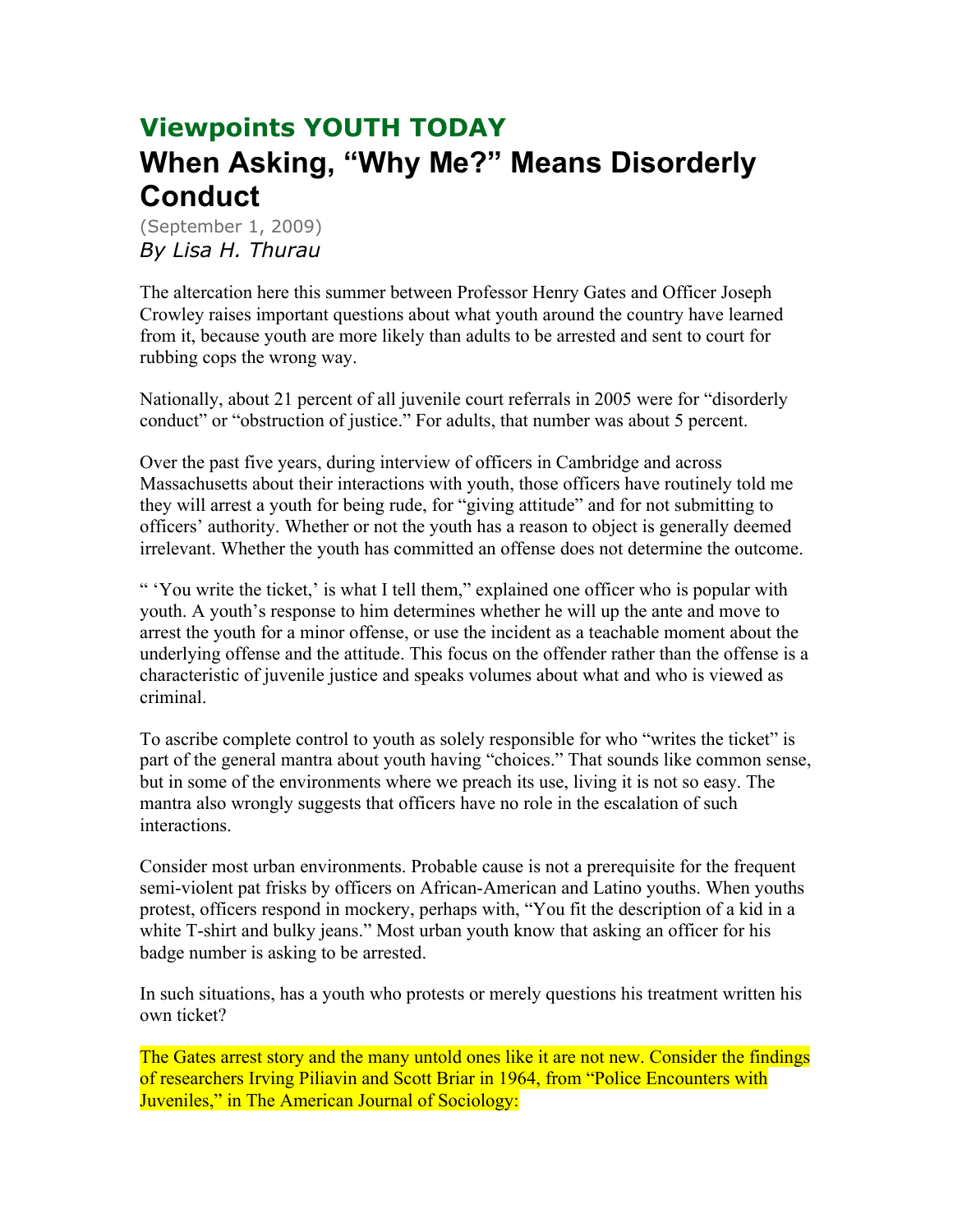## Viewpoints YOUTH TODAY

# When Asking, “Why Me?” Means Disorderly Conduct

(September 1, 2009)

*By Lisa H. Thurau*

The altercation here this summer between Professor Henry Gates and Officer Joseph Crowley raises important questions about what youth around the country have learned from it, because youth are more likely than adults to be arrested and sent to court for rubbing cops the wrong way.

Nationally, about 21 percent of all juvenile court referrals in 2005 were for “disorderly conduct” or “obstruction of justice.” For adults, that number was about 5 percent.

Over the past five years, during interview of officers in Cambridge and across Massachusetts about their interactions with youth, those officers have routinely told me they will arrest a youth for being rude, for “giving attitude” and for not submitting to officers’ authority. Whether or not the youth has a reason to object is generally deemed irrelevant. Whether the youth has committed an offense does not determine the outcome.

“ ‘You write the ticket,’ is what I tell them,” explained one officer who is popular with youth. A youth’s response to him determines whether he will up the ante and move to arrest the youth for a minor offense, or use the incident as a teachable moment about the underlying offense and the attitude. This focus on the offender rather than the offense is a characteristic of juvenile justice and speaks volumes about what and who is viewed as criminal.

To ascribe complete control to youth as solely responsible for who “writes the ticket” is part of the general mantra about youth having “choices.” That sounds like common sense, but in some of the environments where we preach its use, living it is not so easy. The mantra also wrongly suggests that officers have no role in the escalation of such interactions.

Consider most urban environments. Probable cause is not a prerequisite for the frequent semi-violent pat frisks by officers on African-American and Latino youths. When youths protest, officers respond in mockery, perhaps with, “You fit the description of a kid in a white T-shirt and bulky jeans.” Most urban youth know that asking an officer for his badge number is asking to be arrested.

In such situations, has a youth who protests or merely questions his treatment written his own ticket?

The Gates arrest story and the many untold ones like it are not new. Consider the findings of researchers Irving Piliavin and Scott Briar in 1964, from “Police Encounters with Juveniles,” in The American Journal of Sociology: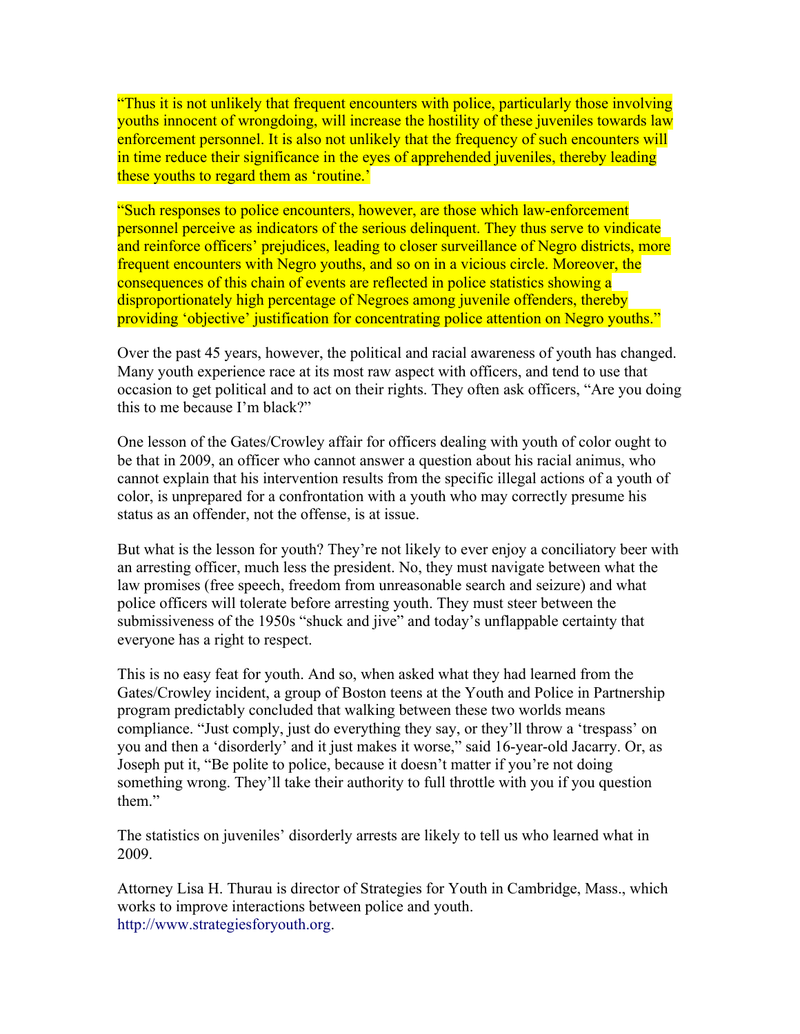"Thus it is not unlikely that frequent encounters with police, particularly those involving youths innocent of wrongdoing, will increase the hostility of these juveniles towards law enforcement personnel. It is also not unlikely that the frequency of such encounters will in time reduce their significance in the eyes of apprehended juveniles, thereby leading these youths to regard them as 'routine.'

"Such responses to police encounters, however, are those which law-enforcement personnel perceive as indicators of the serious delinquent. They thus serve to vindicate and reinforce officers' prejudices, leading to closer surveillance of Negro districts, more frequent encounters with Negro youths, and so on in a vicious circle. Moreover, the consequences of this chain of events are reflected in police statistics showing a disproportionately high percentage of Negroes among juvenile offenders, thereby providing 'objective' justification for concentrating police attention on Negro youths."

Over the past 45 years, however, the political and racial awareness of youth has changed. Many youth experience race at its most raw aspect with officers, and tend to use that occasion to get political and to act on their rights. They often ask officers, "Are you doing this to me because I'm black?"

One lesson of the Gates/Crowley affair for officers dealing with youth of color ought to be that in 2009, an officer who cannot answer a question about his racial animus, who cannot explain that his intervention results from the specific illegal actions of a youth of color, is unprepared for a confrontation with a youth who may correctly presume his status as an offender, not the offense, is at issue.

But what is the lesson for youth? They're not likely to ever enjoy a conciliatory beer with an arresting officer, much less the president. No, they must navigate between what the law promises (free speech, freedom from unreasonable search and seizure) and what police officers will tolerate before arresting youth. They must steer between the submissiveness of the 1950s "shuck and jive" and today's unflappable certainty that everyone has a right to respect.

This is no easy feat for youth. And so, when asked what they had learned from the Gates/Crowley incident, a group of Boston teens at the Youth and Police in Partnership program predictably concluded that walking between these two worlds means compliance. "Just comply, just do everything they say, or they'll throw a 'trespass' on you and then a 'disorderly' and it just makes it worse," said 16-year-old Jacarry. Or, as Joseph put it, "Be polite to police, because it doesn't matter if you're not doing something wrong. They'll take their authority to full throttle with you if you question them."

The statistics on juveniles' disorderly arrests are likely to tell us who learned what in 2009.

Attorney Lisa H. Thurau is director of Strategies for Youth in Cambridge, Mass., which works to improve interactions between police and youth. http://www.strategiesforyouth.org.